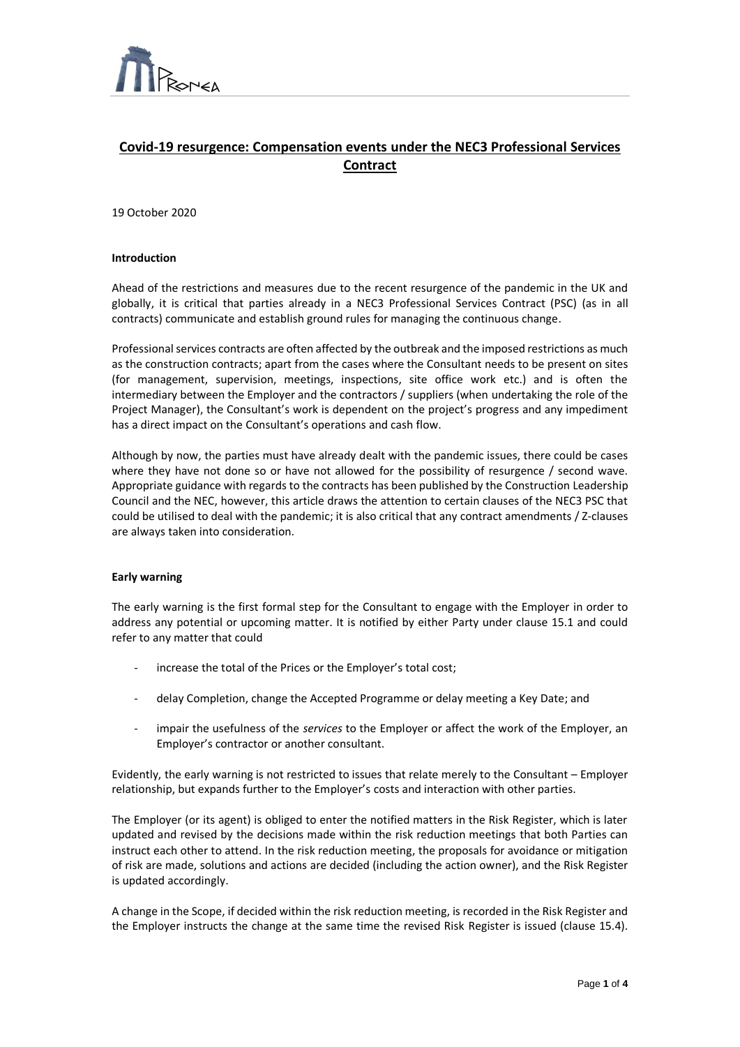# Covid-19 resurgence: Compensation events under the NEC3 Professional Services Contract

19 October 2020

**Introduction**

Ahead of the restrictions and measures due to the recent resurgence of the pandemic in the UK and globally, it is critical that parties already in a NEC3 Professional Services Contract (PSC) (as in all contracts) communicate and establish ground rules for managing the continuous change.

Professional services contracts are often affected by the outbreak and the imposed restrictions as much as the construction contracts; apart from the cases where the Consultant needs to be present on sites (for management, supervision, meetings, inspections, site office work etc.) and is often the intermediary between the Employer and the contractors / suppliers (when undertaking the role of the Project Manager), the Consultant's work is dependent on the project's progress and any impediment has a direct impact on the Consultant's operations and cash flow.

Although by now, the parties must have already dealt with the pandemic issues, there could be cases where they have not done so or have not allowed for the possibility of resurgence / second wave. Appropriate guidance with regards to the contracts has been published by the Construction Leadership Council and the NEC, however, this article draws the attention to certain clauses of the NEC3 PSC that could be utilised to deal with the pandemic; it is also critical that any contract amendments / Z-clauses are always taken into consideration.

**Early warning**

The early warning is the first formal step for the Consultant to engage with the Employer in order to address any potential or upcoming matter. It is notified by either Party under clause 15.1 and could refer to any matter that could

- increase the total of the Prices or the Employer's total cost;
- delay Completion, change the Accepted Programme or delay meeting a Key Date; and
- impair the usefulness of the *services* to the Employer or affect the work of the Employer, an Employer's contractor or another consultant.

Evidently, the early warning is not restricted to issues that relate merely to the Consultant – Employer relationship, but expands further to the Employer's costs and interaction with other parties.

The Employer (or its agent) is obliged to enter the notified matters in the Risk Register, which is later updated and revised by the decisions made within the risk reduction meetings that both Parties can instruct each other to attend. In the risk reduction meeting, the proposals for avoidance or mitigation of risk are made, solutions and actions are decided (including the action owner), and the Risk Register is updated accordingly.

A change in the Scope, if decided within the risk reduction meeting, is recorded in the Risk Register and the Employer instructs the change at the same time the revised Risk Register is issued (clause 15.4).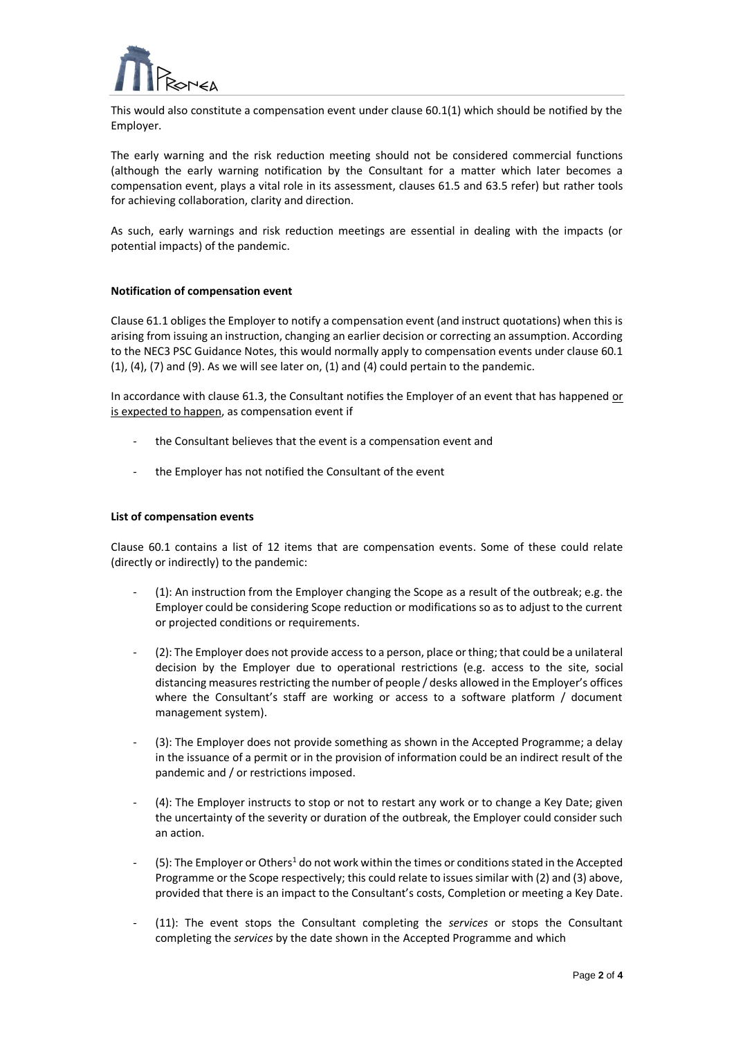This would also constitute a compensation event under clause 60.1(1) which should be notified by the Employer.

The early warning and the risk reduction meeting should not be considered commercial functions (although the early warning notification by the Consultant for a matter which later becomes a compensation event, plays a vital role in its assessment, clauses 61.5 and 63.5 refer) but rather tools for achieving collaboration, clarity and direction.

As such, early warnings and risk reduction meetings are essential in dealing with the impacts (or potential impacts) of the pandemic.

**Notification of compensation event**

Clause 61.1 obliges the Employer to notify a compensation event (and instruct quotations) when this is arising from issuing an instruction, changing an earlier decision or correcting an assumption. According to the NEC3 PSC Guidance Notes, this would normally apply to compensation events under clause 60.1 (1), (4), (7) and (9). As we will see later on, (1) and (4) could pertain to the pandemic.

In accordance with clause 61.3, the Consultant notifies the Employer of an event that has happened <u>or is expected to happen</u>, as compensation event if

- the Consultant believes that the event is a compensation event and
- the Employer has not notified the Consultant of the event

**List of compensation events**

Clause 60.1 contains a list of 12 items that are compensation events. Some of these could relate (directly or indirectly) to the pandemic:

- (1): An instruction from the Employer changing the Scope as a result of the outbreak; e.g. the Employer could be considering Scope reduction or modifications so as to adjust to the current or projected conditions or requirements.
- (2): The Employer does not provide access to a person, place or thing; that could be a unilateral decision by the Employer due to operational restrictions (e.g. access to the site, social distancing measures restricting the number of people / desks allowed in the Employer's offices where the Consultant's staff are working or access to a software platform / document management system).
- (3): The Employer does not provide something as shown in the Accepted Programme; a delay in the issuance of a permit or in the provision of information could be an indirect result of the pandemic and / or restrictions imposed.
- (4): The Employer instructs to stop or not to restart any work or to change a Key Date; given the uncertainty of the severity or duration of the outbreak, the Employer could consider such an action.
- (5): The Employer or Others[1] do not work within the times or conditions stated in the Accepted Programme or the Scope respectively; this could relate to issues similar with (2) and (3) above, provided that there is an impact to the Consultant's costs, Completion or meeting a Key Date.
- (11): The event stops the Consultant completing the *services* or stops the Consultant completing the *services* by the date shown in the Accepted Programme and which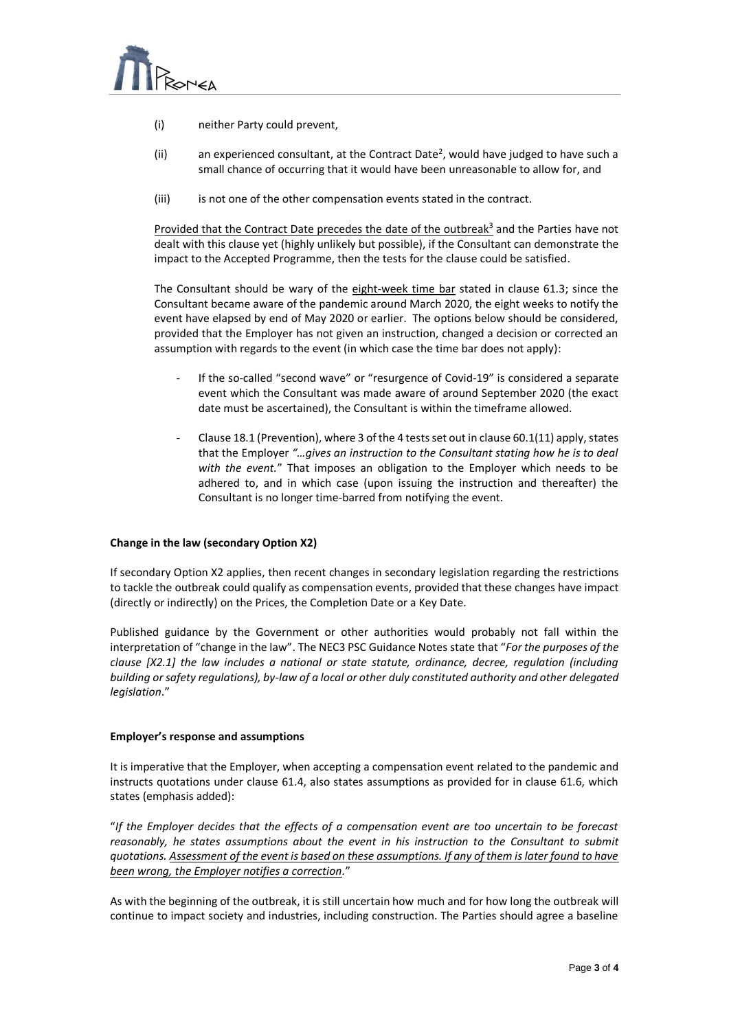(i) neither Party could prevent,

(ii) an experienced consultant, at the Contract Date[2], would have judged to have such a small chance of occurring that it would have been unreasonable to allow for, and

(iii) is not one of the other compensation events stated in the contract.

Provided that the Contract Date precedes the date of the outbreak[3] and the Parties have not dealt with this clause yet (highly unlikely but possible), if the Consultant can demonstrate the impact to the Accepted Programme, then the tests for the clause could be satisfied.

The Consultant should be wary of the eight-week time bar stated in clause 61.3; since the Consultant became aware of the pandemic around March 2020, the eight weeks to notify the event have elapsed by end of May 2020 or earlier. The options below should be considered, provided that the Employer has not given an instruction, changed a decision or corrected an assumption with regards to the event (in which case the time bar does not apply):

- If the so-called "second wave" or "resurgence of Covid-19" is considered a separate event which the Consultant was made aware of around September 2020 (the exact date must be ascertained), the Consultant is within the timeframe allowed.
- Clause 18.1 (Prevention), where 3 of the 4 tests set out in clause 60.1(11) apply, states that the Employer *"…gives an instruction to the Consultant stating how he is to deal with the event."* That imposes an obligation to the Employer which needs to be adhered to, and in which case (upon issuing the instruction and thereafter) the Consultant is no longer time-barred from notifying the event.

**Change in the law (secondary Option X2)**

If secondary Option X2 applies, then recent changes in secondary legislation regarding the restrictions to tackle the outbreak could qualify as compensation events, provided that these changes have impact (directly or indirectly) on the Prices, the Completion Date or a Key Date.

Published guidance by the Government or other authorities would probably not fall within the interpretation of "change in the law". The NEC3 PSC Guidance Notes state that "*For the purposes of the clause [X2.1] the law includes a national or state statute, ordinance, decree, regulation (including building or safety regulations), by-law of a local or other duly constituted authority and other delegated legislation*."

**Employer's response and assumptions**

It is imperative that the Employer, when accepting a compensation event related to the pandemic and instructs quotations under clause 61.4, also states assumptions as provided for in clause 61.6, which states (emphasis added):

"*If the Employer decides that the effects of a compensation event are too uncertain to be forecast reasonably, he states assumptions about the event in his instruction to the Consultant to submit quotations. Assessment of the event is based on these assumptions. If any of them is later found to have been wrong, the Employer notifies a correction*."

As with the beginning of the outbreak, it is still uncertain how much and for how long the outbreak will continue to impact society and industries, including construction. The Parties should agree a baseline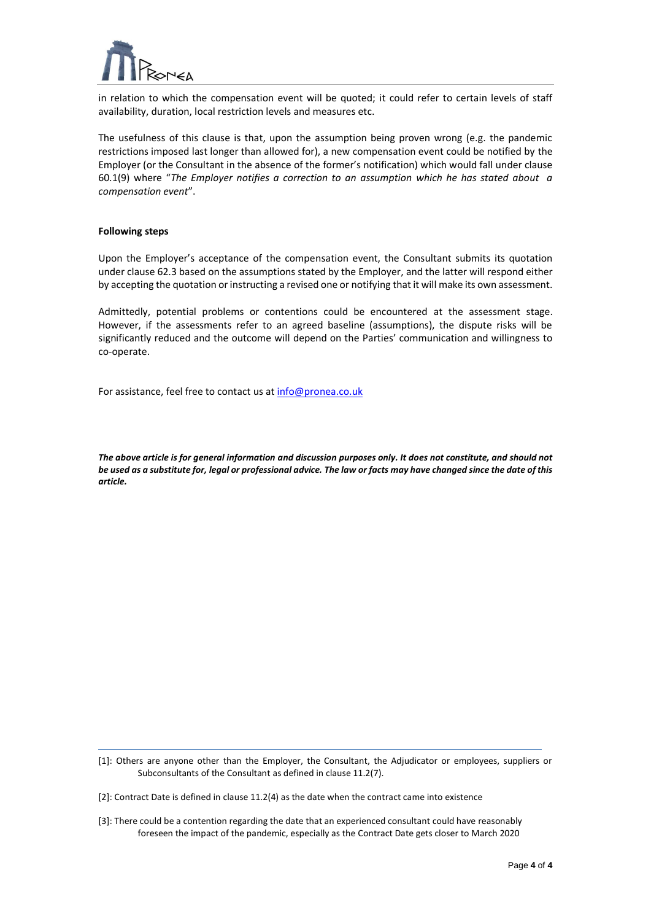in relation to which the compensation event will be quoted; it could refer to certain levels of staff availability, duration, local restriction levels and measures etc.

The usefulness of this clause is that, upon the assumption being proven wrong (e.g. the pandemic restrictions imposed last longer than allowed for), a new compensation event could be notified by the Employer (or the Consultant in the absence of the former's notification) which would fall under clause 60.1(9) where "*The Employer notifies a correction to an assumption which he has stated about a compensation event*".

**Following steps**

Upon the Employer's acceptance of the compensation event, the Consultant submits its quotation under clause 62.3 based on the assumptions stated by the Employer, and the latter will respond either by accepting the quotation or instructing a revised one or notifying that it will make its own assessment.

Admittedly, potential problems or contentions could be encountered at the assessment stage. However, if the assessments refer to an agreed baseline (assumptions), the dispute risks will be significantly reduced and the outcome will depend on the Parties' communication and willingness to co-operate.

For assistance, feel free to contact us at info@pronea.co.uk

***The above article is for general information and discussion purposes only. It does not constitute, and should not be used as a substitute for, legal or professional advice. The law or facts may have changed since the date of this article.***

---

[1]: Others are anyone other than the Employer, the Consultant, the Adjudicator or employees, suppliers or Subconsultants of the Consultant as defined in clause 11.2(7).

[2]: Contract Date is defined in clause 11.2(4) as the date when the contract came into existence

[3]: There could be a contention regarding the date that an experienced consultant could have reasonably foreseen the impact of the pandemic, especially as the Contract Date gets closer to March 2020